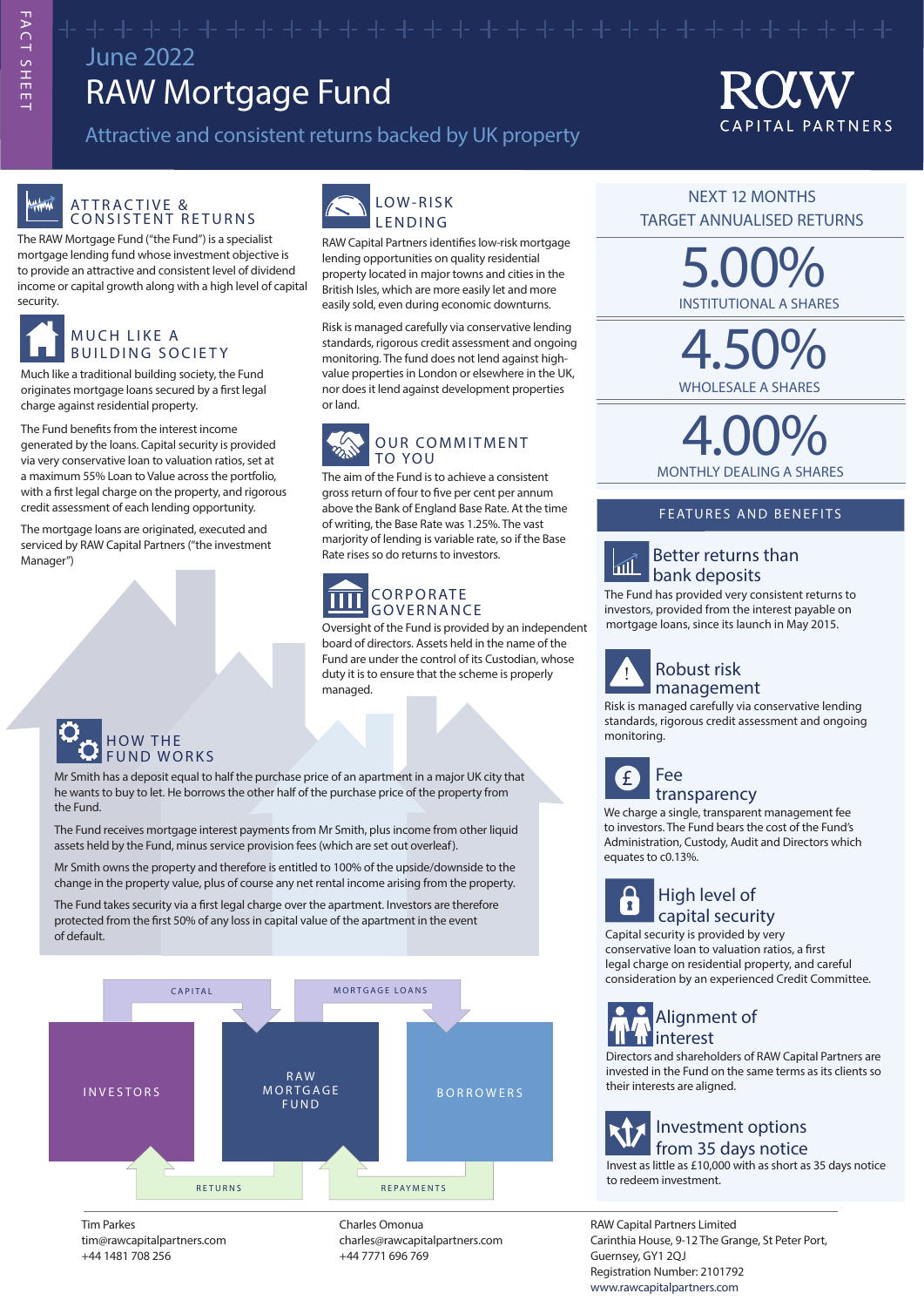FACT SHEET

June 2022

# RAW Mortgage Fund

Attractive and consistent returns backed by UK property

RAW CAPITAL PARTNERS

## ATTRACTIVE & CONSISTENT RETURNS

The RAW Mortgage Fund ("the Fund") is a specialist mortgage lending fund whose investment objective is to provide an attractive and consistent level of dividend income or capital growth along with a high level of capital security.

## MUCH LIKE A BUILDING SOCIETY

Much like a traditional building society, the Fund originates mortgage loans secured by a first legal charge against residential property.

The Fund benefits from the interest income generated by the loans. Capital security is provided via very conservative loan to valuation ratios, set at a maximum 55% Loan to Value across the portfolio, with a first legal charge on the property, and rigorous credit assessment of each lending opportunity.

The mortgage loans are originated, executed and serviced by RAW Capital Partners ("the investment Manager")

## LOW-RISK LENDING

RAW Capital Partners identifies low-risk mortgage lending opportunities on quality residential property located in major towns and cities in the British Isles, which are more easily let and more easily sold, even during economic downturns.

Risk is managed carefully via conservative lending standards, rigorous credit assessment and ongoing monitoring. The fund does not lend against high-value properties in London or elsewhere in the UK, nor does it lend against development properties or land.

## OUR COMMITMENT TO YOU

The aim of the Fund is to achieve a consistent gross return of four to five per cent per annum above the Bank of England Base Rate. At the time of writing, the Base Rate was 1.25%. The vast marjority of lending is variable rate, so if the Base Rate rises so do returns to investors.

## CORPORATE GOVERNANCE

Oversight of the Fund is provided by an independent board of directors. Assets held in the name of the Fund are under the control of its Custodian, whose duty it is to ensure that the scheme is properly managed.

## HOW THE FUND WORKS

Mr Smith has a deposit equal to half the purchase price of an apartment in a major UK city that he wants to buy to let. He borrows the other half of the purchase price of the property from the Fund.

The Fund receives mortgage interest payments from Mr Smith, plus income from other liquid assets held by the Fund, minus service provision fees (which are set out overleaf).

Mr Smith owns the property and therefore is entitled to 100% of the upside/downside to the change in the property value, plus of course any net rental income arising from the property.

The Fund takes security via a first legal charge over the apartment. Investors are therefore protected from the first 50% of any loss in capital value of the apartment in the event of default.

CAPITAL
MORTGAGE LOANS
INVESTORS
RAW MORTGAGE FUND
BORROWERS
RETURNS
REPAYMENTS

## NEXT 12 MONTHS TARGET ANNUALISED RETURNS

**5.00%**
INSTITUTIONAL A SHARES

**4.50%**
WHOLESALE A SHARES

**4.00%**
MONTHLY DEALING A SHARES

## FEATURES AND BENEFITS

### Better returns than bank deposits

The Fund has provided very consistent returns to investors, provided from the interest payable on mortgage loans, since its launch in May 2015.

### Robust risk management

Risk is managed carefully via conservative lending standards, rigorous credit assessment and ongoing monitoring.

### Fee transparency

We charge a single, transparent management fee to investors. The Fund bears the cost of the Fund's Administration, Custody, Audit and Directors which equates to c0.13%.

### High level of capital security

Capital security is provided by very conservative loan to valuation ratios, a first legal charge on residential property, and careful consideration by an experienced Credit Committee.

### Alignment of interest

Directors and shareholders of RAW Capital Partners are invested in the Fund on the same terms as its clients so their interests are aligned.

### Investment options from 35 days notice

Invest as little as £10,000 with as short as 35 days notice to redeem investment.

Tim Parkes
tim@rawcapitalpartners.com
+44 1481 708 256

Charles Omonua
charles@rawcapitalpartners.com
+44 7771 696 769

RAW Capital Partners Limited
Carinthia House, 9-12 The Grange, St Peter Port, Guernsey, GY1 2QJ
Registration Number: 2101792
www.rawcapitalpartners.com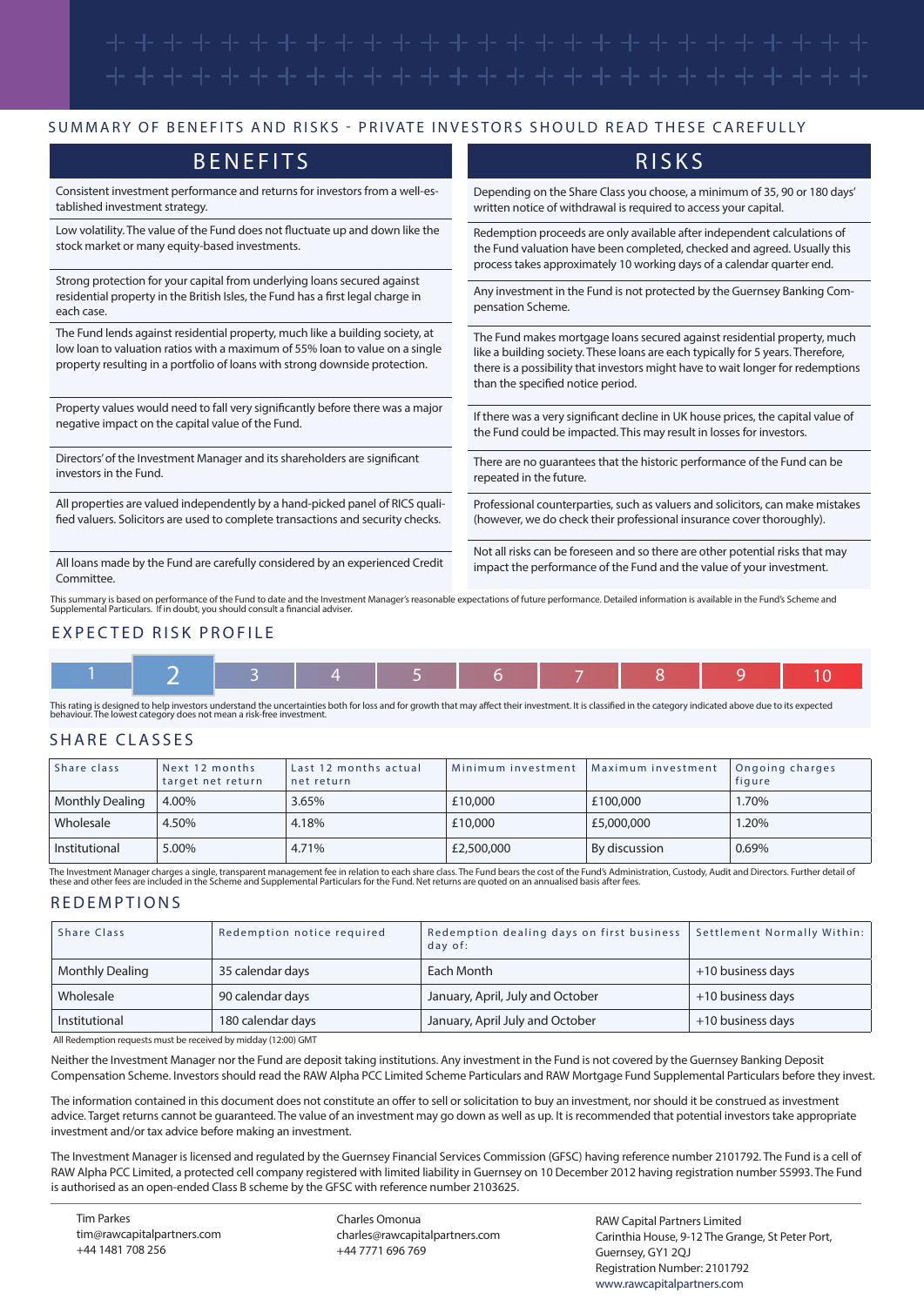## SUMMARY OF BENEFITS AND RISKS - PRIVATE INVESTORS SHOULD READ THESE CAREFULLY

| BENEFITS | RISKS |
|---|---|
| Consistent investment performance and returns for investors from a well-established investment strategy. | Depending on the Share Class you choose, a minimum of 35, 90 or 180 days' written notice of withdrawal is required to access your capital. |
| Low volatility. The value of the Fund does not fluctuate up and down like the stock market or many equity-based investments. | Redemption proceeds are only available after independent calculations of the Fund valuation have been completed, checked and agreed. Usually this process takes approximately 10 working days of a calendar quarter end. |
| Strong protection for your capital from underlying loans secured against residential property in the British Isles, the Fund has a first legal charge in each case. | Any investment in the Fund is not protected by the Guernsey Banking Compensation Scheme. |
| The Fund lends against residential property, much like a building society, at low loan to valuation ratios with a maximum of 55% loan to value on a single property resulting in a portfolio of loans with strong downside protection. | The Fund makes mortgage loans secured against residential property, much like a building society. These loans are each typically for 5 years. Therefore, there is a possibility that investors might have to wait longer for redemptions than the specified notice period. |
| Property values would need to fall very significantly before there was a major negative impact on the capital value of the Fund. | If there was a very significant decline in UK house prices, the capital value of the Fund could be impacted. This may result in losses for investors. |
| Directors' of the Investment Manager and its shareholders are significant investors in the Fund. | There are no guarantees that the historic performance of the Fund can be repeated in the future. |
| All properties are valued independently by a hand-picked panel of RICS qualified valuers. Solicitors are used to complete transactions and security checks. | Professional counterparties, such as valuers and solicitors, can make mistakes (however, we do check their professional insurance cover thoroughly). |
| All loans made by the Fund are carefully considered by an experienced Credit Committee. | Not all risks can be foreseen and so there are other potential risks that may impact the performance of the Fund and the value of your investment. |

This summary is based on performance of the Fund to date and the Investment Manager's reasonable expectations of future performance. Detailed information is available in the Fund's Scheme and Supplemental Particulars. If in doubt, you should consult a financial adviser.

## EXPECTED RISK PROFILE

1 | **2** | 3 | 4 | 5 | 6 | 7 | 8 | 9 | 10

This rating is designed to help investors understand the uncertainties both for loss and for growth that may affect their investment. It is classified in the category indicated above due to its expected behaviour. The lowest category does not mean a risk-free investment.

## SHARE CLASSES

| Share class | Next 12 months target net return | Last 12 months actual net return | Minimum investment | Maximum investment | Ongoing charges figure |
|---|---|---|---|---|---|
| Monthly Dealing | 4.00% | 3.65% | £10,000 | £100,000 | 1.70% |
| Wholesale | 4.50% | 4.18% | £10,000 | £5,000,000 | 1.20% |
| Institutional | 5.00% | 4.71% | £2,500,000 | By discussion | 0.69% |

The Investment Manager charges a single, transparent management fee in relation to each share class. The Fund bears the cost of the Fund's Administration, Custody, Audit and Directors. Further detail of these and other fees are included in the Scheme and Supplemental Particulars for the Fund. Net returns are quoted on an annualised basis after fees.

## REDEMPTIONS

| Share Class | Redemption notice required | Redemption dealing days on first business day of: | Settlement Normally Within: |
|---|---|---|---|
| Monthly Dealing | 35 calendar days | Each Month | +10 business days |
| Wholesale | 90 calendar days | January, April, July and October | +10 business days |
| Institutional | 180 calendar days | January, April July and October | +10 business days |

All Redemption requests must be received by midday (12:00) GMT

Neither the Investment Manager nor the Fund are deposit taking institutions. Any investment in the Fund is not covered by the Guernsey Banking Deposit Compensation Scheme. Investors should read the RAW Alpha PCC Limited Scheme Particulars and RAW Mortgage Fund Supplemental Particulars before they invest.

The information contained in this document does not constitute an offer to sell or solicitation to buy an investment, nor should it be construed as investment advice. Target returns cannot be guaranteed. The value of an investment may go down as well as up. It is recommended that potential investors take appropriate investment and/or tax advice before making an investment.

The Investment Manager is licensed and regulated by the Guernsey Financial Services Commission (GFSC) having reference number 2101792. The Fund is a cell of RAW Alpha PCC Limited, a protected cell company registered with limited liability in Guernsey on 10 December 2012 having registration number 55993. The Fund is authorised as an open-ended Class B scheme by the GFSC with reference number 2103625.

Tim Parkes
tim@rawcapitalpartners.com
+44 1481 708 256

Charles Omonua
charles@rawcapitalpartners.com
+44 7771 696 769

RAW Capital Partners Limited
Carinthia House, 9-12 The Grange, St Peter Port,
Guernsey, GY1 2QJ
Registration Number: 2101792
www.rawcapitalpartners.com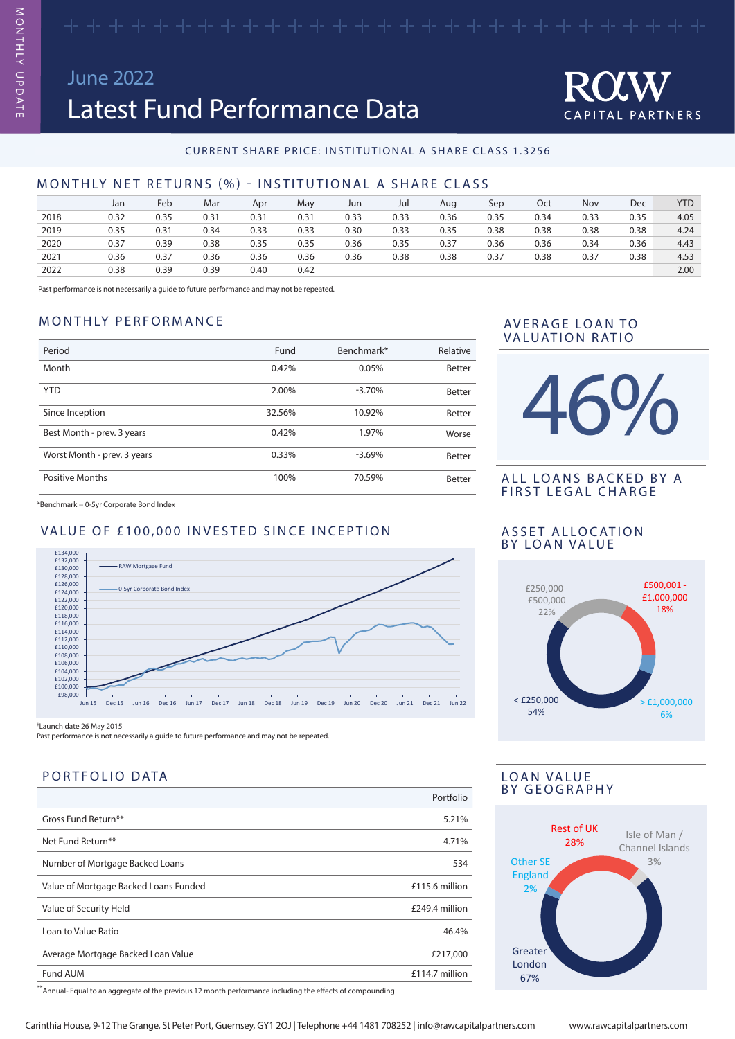MONTHLY UPDATE

June 2022

# Latest Fund Performance Data

RAW CAPITAL PARTNERS

CURRENT SHARE PRICE: INSTITUTIONAL A SHARE CLASS 1.3256

## MONTHLY NET RETURNS (%) - INSTITUTIONAL A SHARE CLASS

| | Jan | Feb | Mar | Apr | May | Jun | Jul | Aug | Sep | Oct | Nov | Dec | YTD |
|---|---|---|---|---|---|---|---|---|---|---|---|---|---|
| 2018 | 0.32 | 0.35 | 0.31 | 0.31 | 0.31 | 0.33 | 0.33 | 0.36 | 0.35 | 0.34 | 0.33 | 0.35 | 4.05 |
| 2019 | 0.35 | 0.31 | 0.34 | 0.33 | 0.33 | 0.30 | 0.33 | 0.35 | 0.38 | 0.38 | 0.38 | 0.38 | 4.24 |
| 2020 | 0.37 | 0.39 | 0.38 | 0.35 | 0.35 | 0.36 | 0.35 | 0.37 | 0.36 | 0.36 | 0.34 | 0.36 | 4.43 |
| 2021 | 0.36 | 0.37 | 0.36 | 0.36 | 0.36 | 0.36 | 0.38 | 0.38 | 0.37 | 0.38 | 0.37 | 0.38 | 4.53 |
| 2022 | 0.38 | 0.39 | 0.39 | 0.40 | 0.42 | | | | | | | | 2.00 |

Past performance is not necessarily a guide to future performance and may not be repeated.

## MONTHLY PERFORMANCE

| Period | Fund | Benchmark* | Relative |
|---|---|---|---|
| Month | 0.42% | 0.05% | Better |
| YTD | 2.00% | -3.70% | Better |
| Since Inception | 32.56% | 10.92% | Better |
| Best Month - prev. 3 years | 0.42% | 1.97% | Worse |
| Worst Month - prev. 3 years | 0.33% | -3.69% | Better |
| Positive Months | 100% | 70.59% | Better |

*Benchmark = 0-5yr Corporate Bond Index

## AVERAGE LOAN TO VALUATION RATIO

46%

## ALL LOANS BACKED BY A FIRST LEGAL CHARGE

## VALUE OF £100,000 INVESTED SINCE INCEPTION

£134,000
£132,000
£130,000
£128,000
£126,000
£124,000
£122,000
£120,000
£118,000
£116,000
£114,000
£112,000
£110,000
£108,000
£106,000
£104,000
£102,000
£100,000
£98,000

Jun 15, Dec 15, Jun 16, Dec 16, Jun 17, Dec 17, Jun 18, Dec 18, Jun 19, Dec 19, Jun 20, Dec 20, Jun 21, Dec 21, Jun 22

RAW Mortgage Fund
0-5yr Corporate Bond Index

†Launch date 26 May 2015
Past performance is not necessarily a guide to future performance and may not be repeated.

## ASSET ALLOCATION BY LOAN VALUE

£250,000 - £500,000
22%

£500,001 - £1,000,000
18%

< £250,000
54%

> £1,000,000
6%

## PORTFOLIO DATA

| | Portfolio |
|---|---|
| Gross Fund Return** | 5.21% |
| Net Fund Return** | 4.71% |
| Number of Mortgage Backed Loans | 534 |
| Value of Mortgage Backed Loans Funded | £115.6 million |
| Value of Security Held | £249.4 million |
| Loan to Value Ratio | 46.4% |
| Average Mortgage Backed Loan Value | £217,000 |
| Fund AUM | £114.7 million |

**Annual- Equal to an aggregate of the previous 12 month performance including the effects of compounding

## LOAN VALUE BY GEOGRAPHY

Rest of UK
28%

Isle of Man / Channel Islands
3%

Other SE England
2%

Greater London
67%

Carinthia House, 9-12 The Grange, St Peter Port, Guernsey, GY1 2QJ | Telephone +44 1481 708252 | info@rawcapitalpartners.com www.rawcapitalpartners.com